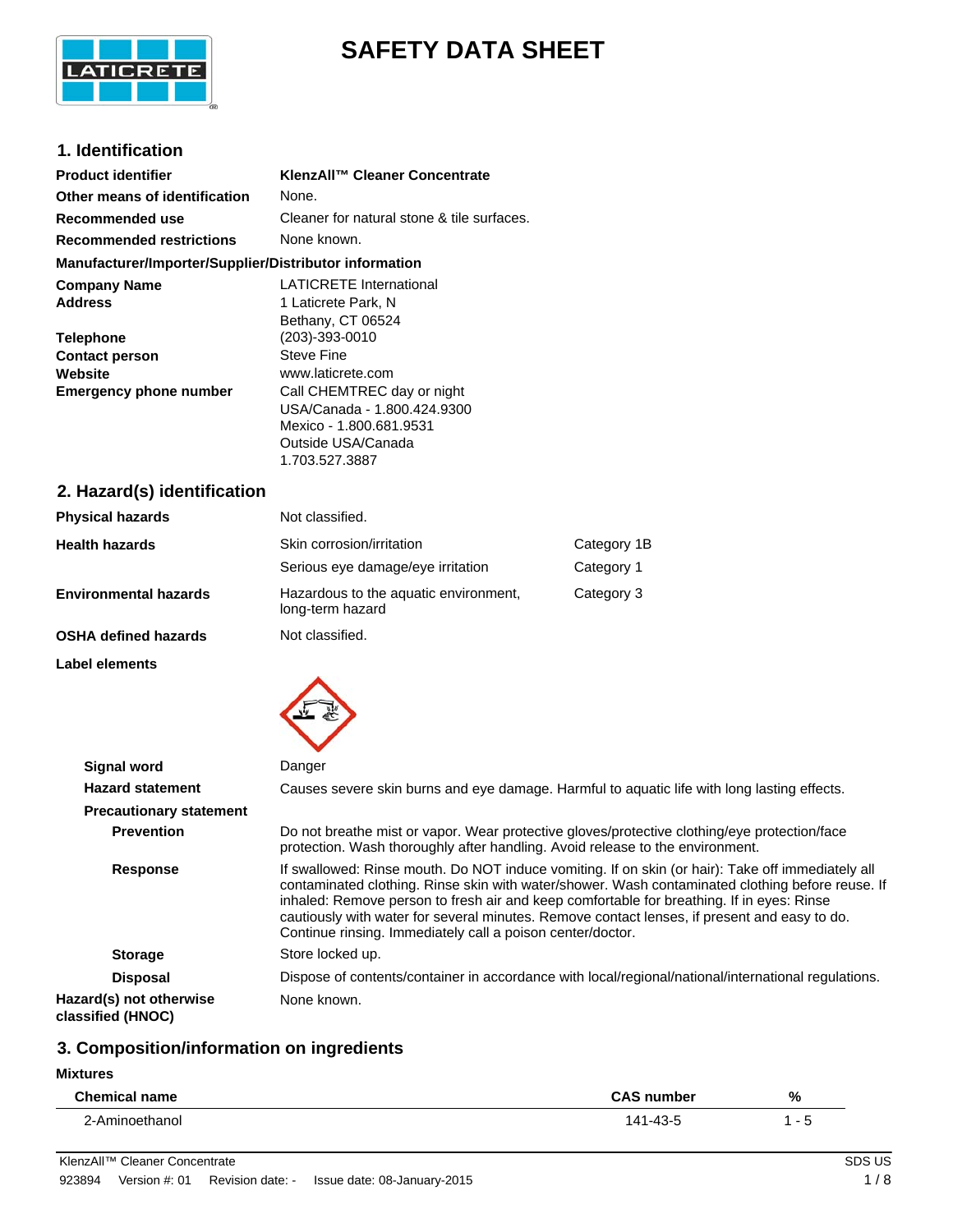# SAFETY DATA SHEET

## 1. Identification

| | |
|---|---|
| **Product identifier** | **KlenzAll™ Cleaner Concentrate** |
| **Other means of identification** | None. |
| **Recommended use** | Cleaner for natural stone & tile surfaces. |
| **Recommended restrictions** | None known. |

**Manufacturer/Importer/Supplier/Distributor information**

| | |
|---|---|
| **Company Name** | LATICRETE International |
| **Address** | 1 Laticrete Park, N<br>Bethany, CT 06524 |
| **Telephone** | (203)-393-0010 |
| **Contact person** | Steve Fine |
| **Website** | www.laticrete.com |
| **Emergency phone number** | Call CHEMTREC day or night<br>USA/Canada - 1.800.424.9300<br>Mexico - 1.800.681.9531<br>Outside USA/Canada<br>1.703.527.3887 |

## 2. Hazard(s) identification

| | | |
|---|---|---|
| **Physical hazards** | Not classified. | |
| **Health hazards** | Skin corrosion/irritation | Category 1B |
| | Serious eye damage/eye irritation | Category 1 |
| **Environmental hazards** | Hazardous to the aquatic environment, long-term hazard | Category 3 |
| **OSHA defined hazards** | Not classified. | |

**Label elements**

**Signal word** Danger

**Hazard statement** Causes severe skin burns and eye damage. Harmful to aquatic life with long lasting effects.

**Precautionary statement**

**Prevention** Do not breathe mist or vapor. Wear protective gloves/protective clothing/eye protection/face protection. Wash thoroughly after handling. Avoid release to the environment.

**Response** If swallowed: Rinse mouth. Do NOT induce vomiting. If on skin (or hair): Take off immediately all contaminated clothing. Rinse skin with water/shower. Wash contaminated clothing before reuse. If inhaled: Remove person to fresh air and keep comfortable for breathing. If in eyes: Rinse cautiously with water for several minutes. Remove contact lenses, if present and easy to do. Continue rinsing. Immediately call a poison center/doctor.

**Storage** Store locked up.

**Disposal** Dispose of contents/container in accordance with local/regional/national/international regulations.

**Hazard(s) not otherwise classified (HNOC)** None known.

## 3. Composition/information on ingredients

**Mixtures**

| Chemical name | CAS number | % |
|---|---|---|
| 2-Aminoethanol | 141-43-5 | 1 - 5 |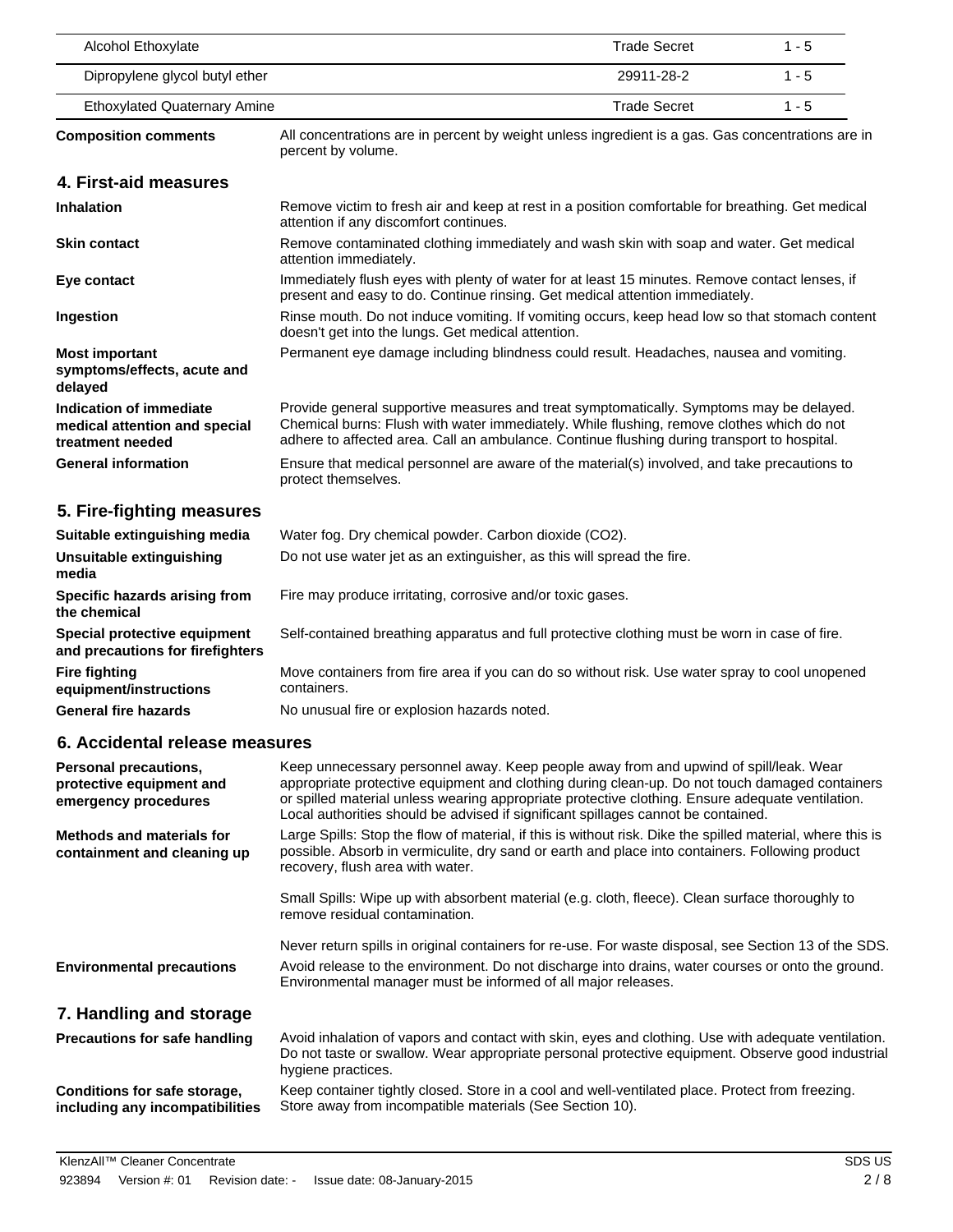| Alcohol Ethoxylate | Trade Secret | 1 - 5 |
| --- | --- | --- |
| Dipropylene glycol butyl ether | 29911-28-2 | 1 - 5 |
| Ethoxylated Quaternary Amine | Trade Secret | 1 - 5 |

**Composition comments** All concentrations are in percent by weight unless ingredient is a gas. Gas concentrations are in percent by volume.

## 4. First-aid measures

**Inhalation** Remove victim to fresh air and keep at rest in a position comfortable for breathing. Get medical attention if any discomfort continues.

**Skin contact** Remove contaminated clothing immediately and wash skin with soap and water. Get medical attention immediately.

**Eye contact** Immediately flush eyes with plenty of water for at least 15 minutes. Remove contact lenses, if present and easy to do. Continue rinsing. Get medical attention immediately.

**Ingestion** Rinse mouth. Do not induce vomiting. If vomiting occurs, keep head low so that stomach content doesn't get into the lungs. Get medical attention.

**Most important symptoms/effects, acute and delayed** Permanent eye damage including blindness could result. Headaches, nausea and vomiting.

**Indication of immediate medical attention and special treatment needed** Provide general supportive measures and treat symptomatically. Symptoms may be delayed. Chemical burns: Flush with water immediately. While flushing, remove clothes which do not adhere to affected area. Call an ambulance. Continue flushing during transport to hospital.

**General information** Ensure that medical personnel are aware of the material(s) involved, and take precautions to protect themselves.

## 5. Fire-fighting measures

**Suitable extinguishing media** Water fog. Dry chemical powder. Carbon dioxide ($CO_2$).

**Unsuitable extinguishing media** Do not use water jet as an extinguisher, as this will spread the fire.

**Specific hazards arising from the chemical** Fire may produce irritating, corrosive and/or toxic gases.

**Special protective equipment and precautions for firefighters** Self-contained breathing apparatus and full protective clothing must be worn in case of fire.

**Fire fighting equipment/instructions** Move containers from fire area if you can do so without risk. Use water spray to cool unopened containers.

**General fire hazards** No unusual fire or explosion hazards noted.

## 6. Accidental release measures

**Personal precautions, protective equipment and emergency procedures** Keep unnecessary personnel away. Keep people away from and upwind of spill/leak. Wear appropriate protective equipment and clothing during clean-up. Do not touch damaged containers or spilled material unless wearing appropriate protective clothing. Ensure adequate ventilation. Local authorities should be advised if significant spillages cannot be contained.

**Methods and materials for containment and cleaning up** Large Spills: Stop the flow of material, if this is without risk. Dike the spilled material, where this is possible. Absorb in vermiculite, dry sand or earth and place into containers. Following product recovery, flush area with water.

Small Spills: Wipe up with absorbent material (e.g. cloth, fleece). Clean surface thoroughly to remove residual contamination.

Never return spills in original containers for re-use. For waste disposal, see Section 13 of the SDS.

**Environmental precautions** Avoid release to the environment. Do not discharge into drains, water courses or onto the ground. Environmental manager must be informed of all major releases.

## 7. Handling and storage

**Precautions for safe handling** Avoid inhalation of vapors and contact with skin, eyes and clothing. Use with adequate ventilation. Do not taste or swallow. Wear appropriate personal protective equipment. Observe good industrial hygiene practices.

**Conditions for safe storage, including any incompatibilities** Keep container tightly closed. Store in a cool and well-ventilated place. Protect from freezing. Store away from incompatible materials (See Section 10).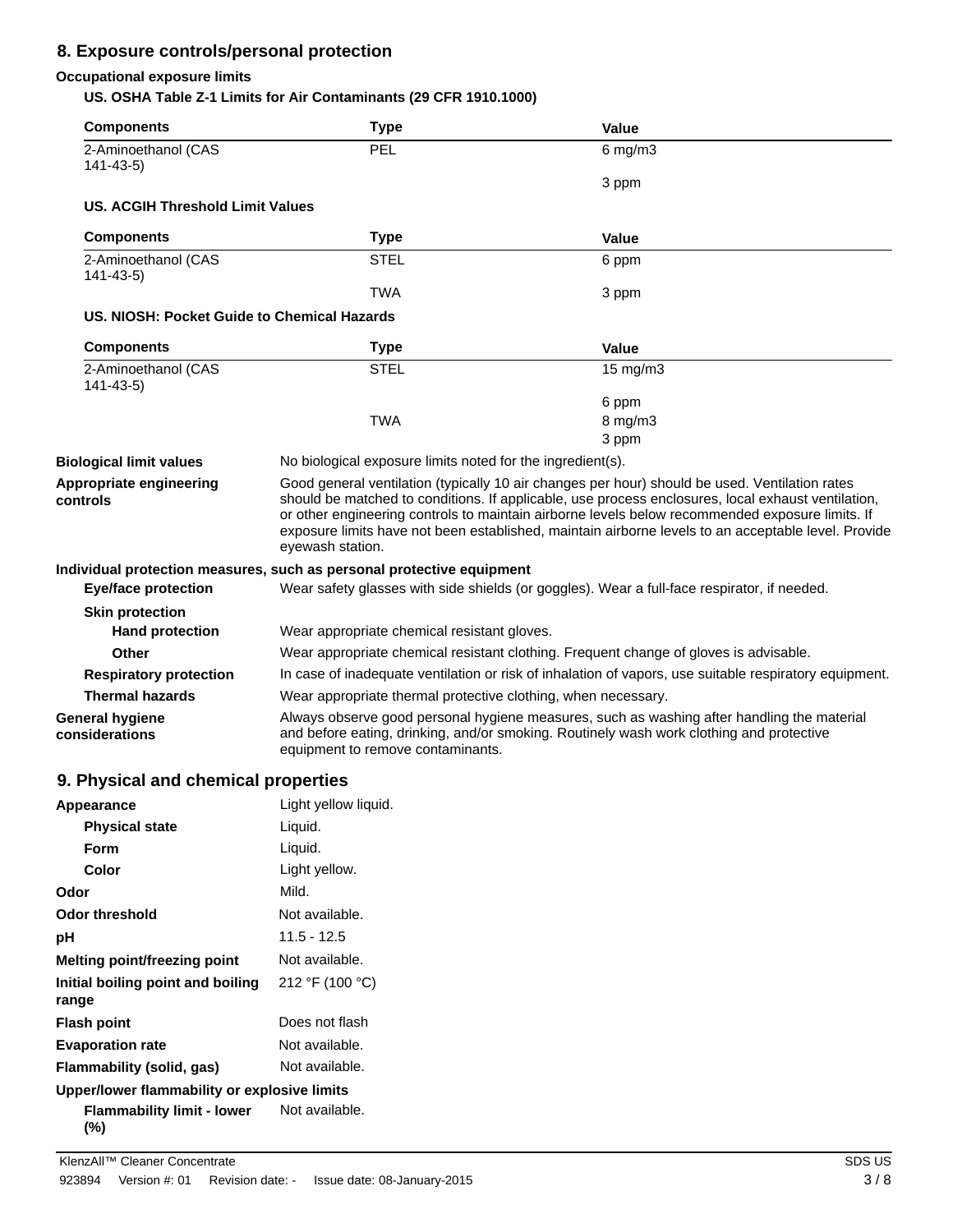## 8. Exposure controls/personal protection

### Occupational exposure limits

**US. OSHA Table Z-1 Limits for Air Contaminants (29 CFR 1910.1000)**

| Components | Type | Value |
|---|---|---|
| 2-Aminoethanol (CAS 141-43-5) | PEL | 6 mg/m3 |
| | | 3 ppm |

**US. ACGIH Threshold Limit Values**

| Components | Type | Value |
|---|---|---|
| 2-Aminoethanol (CAS 141-43-5) | STEL | 6 ppm |
| | TWA | 3 ppm |

**US. NIOSH: Pocket Guide to Chemical Hazards**

| Components | Type | Value |
|---|---|---|
| 2-Aminoethanol (CAS 141-43-5) | STEL | 15 mg/m3 |
| | | 6 ppm |
| | TWA | 8 mg/m3 |
| | | 3 ppm |

**Biological limit values** No biological exposure limits noted for the ingredient(s).

**Appropriate engineering controls** Good general ventilation (typically 10 air changes per hour) should be used. Ventilation rates should be matched to conditions. If applicable, use process enclosures, local exhaust ventilation, or other engineering controls to maintain airborne levels below recommended exposure limits. If exposure limits have not been established, maintain airborne levels to an acceptable level. Provide eyewash station.

### Individual protection measures, such as personal protective equipment

**Eye/face protection** Wear safety glasses with side shields (or goggles). Wear a full-face respirator, if needed.

**Skin protection**

**Hand protection** Wear appropriate chemical resistant gloves.

**Other** Wear appropriate chemical resistant clothing. Frequent change of gloves is advisable.

**Respiratory protection** In case of inadequate ventilation or risk of inhalation of vapors, use suitable respiratory equipment.

**Thermal hazards** Wear appropriate thermal protective clothing, when necessary.

**General hygiene considerations** Always observe good personal hygiene measures, such as washing after handling the material and before eating, drinking, and/or smoking. Routinely wash work clothing and protective equipment to remove contaminants.

## 9. Physical and chemical properties

**Appearance** Light yellow liquid.

**Physical state** Liquid.

**Form** Liquid.

**Color** Light yellow.

**Odor** Mild.

**Odor threshold** Not available.

**pH** 11.5 - 12.5

**Melting point/freezing point** Not available.

**Initial boiling point and boiling range** 212 °F (100 °C)

**Flash point** Does not flash

**Evaporation rate** Not available.

**Flammability (solid, gas)** Not available.

**Upper/lower flammability or explosive limits**

**Flammability limit - lower (%)** Not available.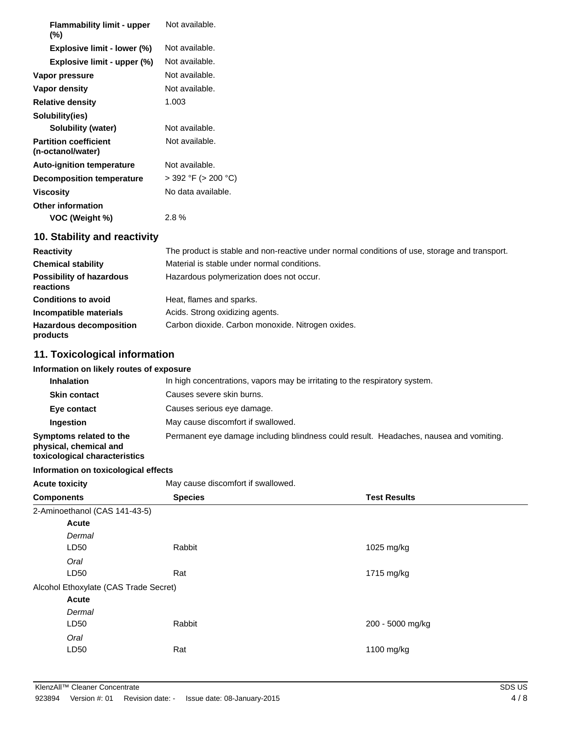| | |
|---|---|
| **Flammability limit - upper (%)** | Not available. |
| **Explosive limit - lower (%)** | Not available. |
| **Explosive limit - upper (%)** | Not available. |
| **Vapor pressure** | Not available. |
| **Vapor density** | Not available. |
| **Relative density** | 1.003 |
| **Solubility(ies)** | |
| **Solubility (water)** | Not available. |
| **Partition coefficient (n-octanol/water)** | Not available. |
| **Auto-ignition temperature** | Not available. |
| **Decomposition temperature** | > 392 °F (> 200 °C) |
| **Viscosity** | No data available. |
| **Other information** | |
| **VOC (Weight %)** | 2.8 % |

## 10. Stability and reactivity

| | |
|---|---|
| **Reactivity** | The product is stable and non-reactive under normal conditions of use, storage and transport. |
| **Chemical stability** | Material is stable under normal conditions. |
| **Possibility of hazardous reactions** | Hazardous polymerization does not occur. |
| **Conditions to avoid** | Heat, flames and sparks. |
| **Incompatible materials** | Acids. Strong oxidizing agents. |
| **Hazardous decomposition products** | Carbon dioxide. Carbon monoxide. Nitrogen oxides. |

## 11. Toxicological information

**Information on likely routes of exposure**

| | |
|---|---|
| **Inhalation** | In high concentrations, vapors may be irritating to the respiratory system. |
| **Skin contact** | Causes severe skin burns. |
| **Eye contact** | Causes serious eye damage. |
| **Ingestion** | May cause discomfort if swallowed. |
| **Symptoms related to the physical, chemical and toxicological characteristics** | Permanent eye damage including blindness could result. Headaches, nausea and vomiting. |

**Information on toxicological effects**

**Acute toxicity** May cause discomfort if swallowed.

| Components | Species | Test Results |
|---|---|---|
| 2-Aminoethanol (CAS 141-43-5) | | |
| **Acute** | | |
| *Dermal* | | |
| LD50 | Rabbit | 1025 mg/kg |
| *Oral* | | |
| LD50 | Rat | 1715 mg/kg |
| Alcohol Ethoxylate (CAS Trade Secret) | | |
| **Acute** | | |
| *Dermal* | | |
| LD50 | Rabbit | 200 - 5000 mg/kg |
| *Oral* | | |
| LD50 | Rat | 1100 mg/kg |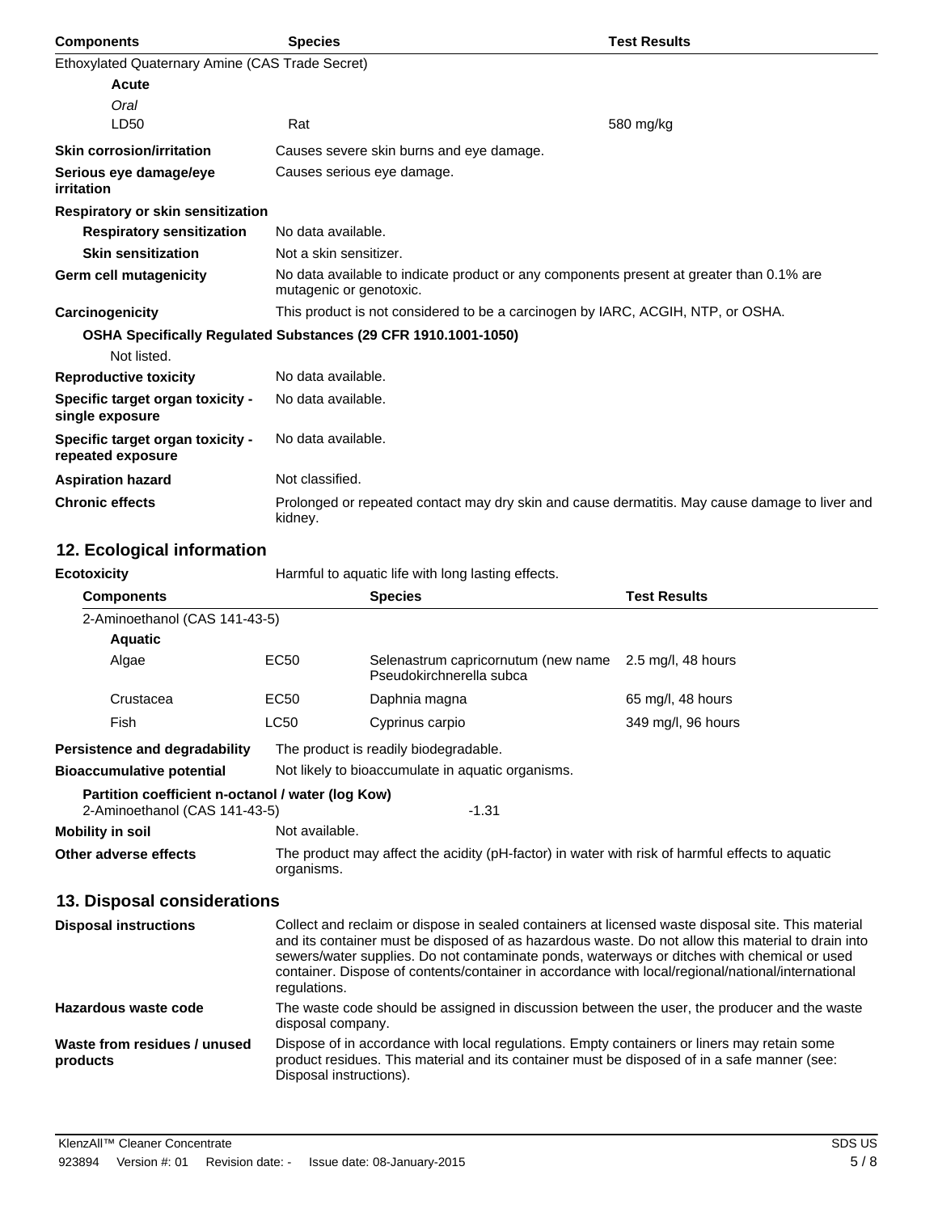| Components | Species | Test Results |
| --- | --- | --- |
| Ethoxylated Quaternary Amine (CAS Trade Secret) | | |
| **Acute** | | |
| *Oral* | | |
| LD50 | Rat | 580 mg/kg |

**Skin corrosion/irritation** Causes severe skin burns and eye damage.

**Serious eye damage/eye irritation** Causes serious eye damage.

**Respiratory or skin sensitization**

**Respiratory sensitization** No data available.

**Skin sensitization** Not a skin sensitizer.

**Germ cell mutagenicity** No data available to indicate product or any components present at greater than 0.1% are mutagenic or genotoxic.

**Carcinogenicity** This product is not considered to be a carcinogen by IARC, ACGIH, NTP, or OSHA.

**OSHA Specifically Regulated Substances (29 CFR 1910.1001-1050)**

Not listed.

**Reproductive toxicity** No data available.

**Specific target organ toxicity - single exposure** No data available.

**Specific target organ toxicity - repeated exposure** No data available.

**Aspiration hazard** Not classified.

**Chronic effects** Prolonged or repeated contact may dry skin and cause dermatitis. May cause damage to liver and kidney.

## 12. Ecological information

**Ecotoxicity** Harmful to aquatic life with long lasting effects.

| Components | | Species | Test Results |
| --- | --- | --- | --- |
| 2-Aminoethanol (CAS 141-43-5) | | | |
| **Aquatic** | | | |
| Algae | EC50 | Selenastrum capricornutum (new name Pseudokirchnerella subca | 2.5 mg/l, 48 hours |
| Crustacea | EC50 | Daphnia magna | 65 mg/l, 48 hours |
| Fish | LC50 | Cyprinus carpio | 349 mg/l, 96 hours |

**Persistence and degradability** The product is readily biodegradable.

**Bioaccumulative potential** Not likely to bioaccumulate in aquatic organisms.

**Partition coefficient n-octanol / water (log Kow)**

2-Aminoethanol (CAS 141-43-5) -1.31

**Mobility in soil** Not available.

**Other adverse effects** The product may affect the acidity (pH-factor) in water with risk of harmful effects to aquatic organisms.

## 13. Disposal considerations

**Disposal instructions** Collect and reclaim or dispose in sealed containers at licensed waste disposal site. This material and its container must be disposed of as hazardous waste. Do not allow this material to drain into sewers/water supplies. Do not contaminate ponds, waterways or ditches with chemical or used container. Dispose of contents/container in accordance with local/regional/national/international regulations.

**Hazardous waste code** The waste code should be assigned in discussion between the user, the producer and the waste disposal company.

**Waste from residues / unused products** Dispose of in accordance with local regulations. Empty containers or liners may retain some product residues. This material and its container must be disposed of in a safe manner (see: Disposal instructions).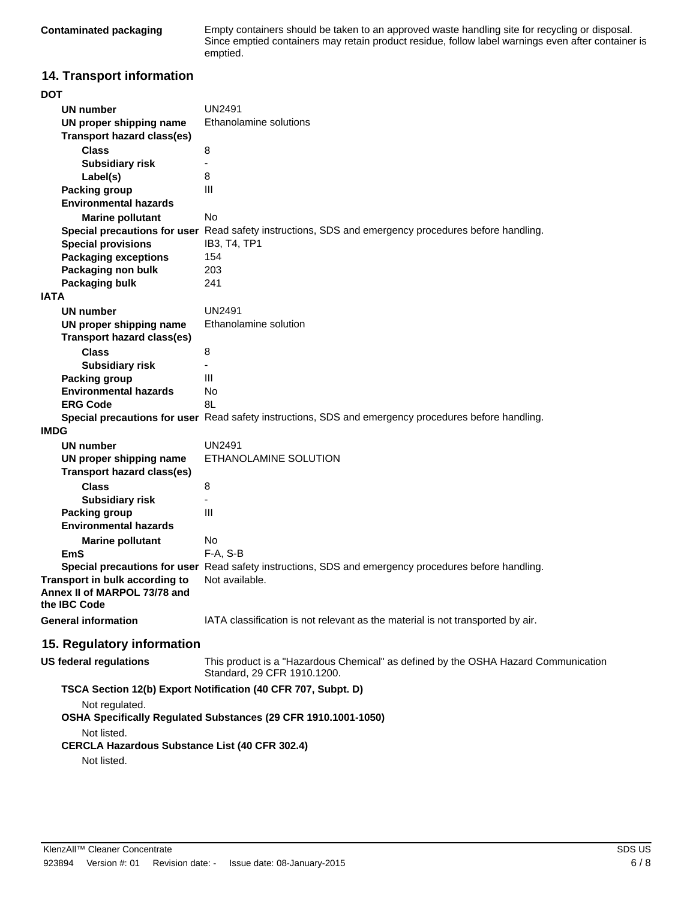**Contaminated packaging** Empty containers should be taken to an approved waste handling site for recycling or disposal. Since emptied containers may retain product residue, follow label warnings even after container is emptied.

## 14. Transport information

**DOT**

| | |
|---|---|
| **UN number** | UN2491 |
| **UN proper shipping name** | Ethanolamine solutions |
| **Transport hazard class(es)** | |
| **Class** | 8 |
| **Subsidiary risk** | - |
| **Label(s)** | 8 |
| **Packing group** | III |
| **Environmental hazards** | |
| **Marine pollutant** | No |
| **Special precautions for user** | Read safety instructions, SDS and emergency procedures before handling. |
| **Special provisions** | IB3, T4, TP1 |
| **Packaging exceptions** | 154 |
| **Packaging non bulk** | 203 |
| **Packaging bulk** | 241 |

**IATA**

| | |
|---|---|
| **UN number** | UN2491 |
| **UN proper shipping name** | Ethanolamine solution |
| **Transport hazard class(es)** | |
| **Class** | 8 |
| **Subsidiary risk** | - |
| **Packing group** | III |
| **Environmental hazards** | No |
| **ERG Code** | 8L |
| **Special precautions for user** | Read safety instructions, SDS and emergency procedures before handling. |

**IMDG**

| | |
|---|---|
| **UN number** | UN2491 |
| **UN proper shipping name** | ETHANOLAMINE SOLUTION |
| **Transport hazard class(es)** | |
| **Class** | 8 |
| **Subsidiary risk** | - |
| **Packing group** | III |
| **Environmental hazards** | |
| **Marine pollutant** | No |
| **EmS** | F-A, S-B |
| **Special precautions for user** | Read safety instructions, SDS and emergency procedures before handling. |

**Transport in bulk according to Annex II of MARPOL 73/78 and the IBC Code** Not available.

**General information** IATA classification is not relevant as the material is not transported by air.

## 15. Regulatory information

**US federal regulations** This product is a "Hazardous Chemical" as defined by the OSHA Hazard Communication Standard, 29 CFR 1910.1200.

**TSCA Section 12(b) Export Notification (40 CFR 707, Subpt. D)**

Not regulated.

**OSHA Specifically Regulated Substances (29 CFR 1910.1001-1050)**

Not listed.

**CERCLA Hazardous Substance List (40 CFR 302.4)**

Not listed.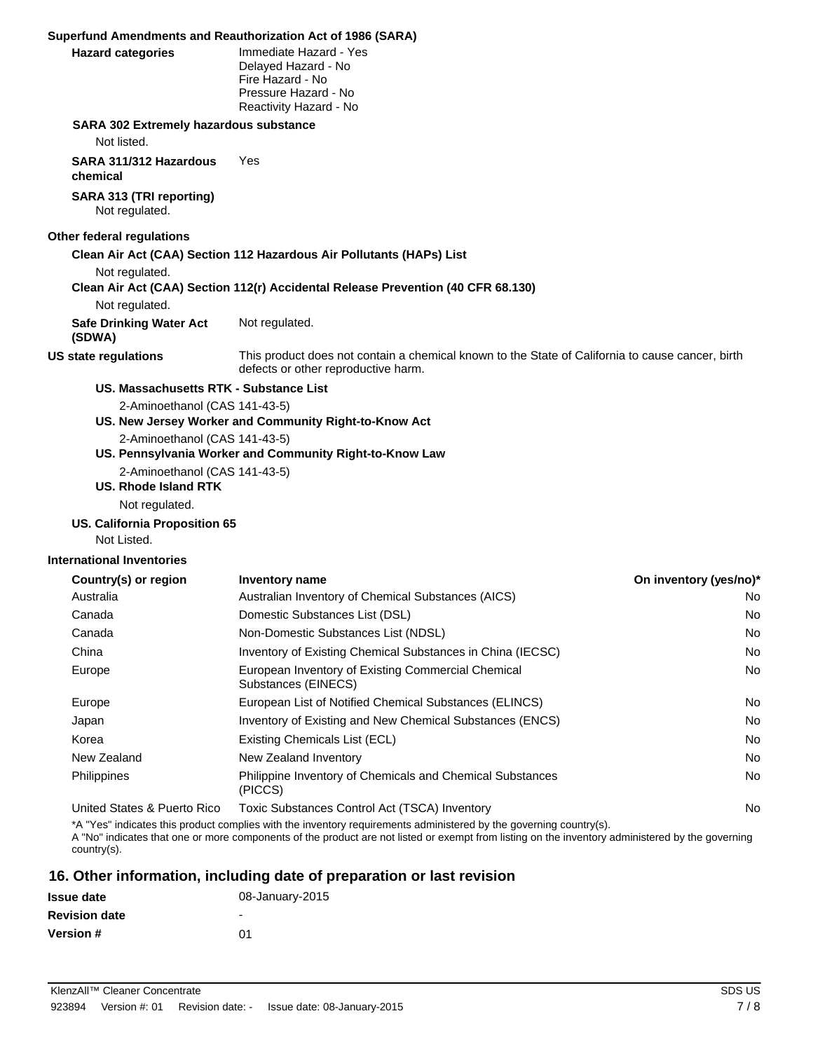**Superfund Amendments and Reauthorization Act of 1986 (SARA)**

**Hazard categories**

Immediate Hazard - Yes
Delayed Hazard - No
Fire Hazard - No
Pressure Hazard - No
Reactivity Hazard - No

**SARA 302 Extremely hazardous substance**

Not listed.

**SARA 311/312 Hazardous chemical** Yes

**SARA 313 (TRI reporting)**

Not regulated.

**Other federal regulations**

**Clean Air Act (CAA) Section 112 Hazardous Air Pollutants (HAPs) List**

Not regulated.

**Clean Air Act (CAA) Section 112(r) Accidental Release Prevention (40 CFR 68.130)**

Not regulated.

**Safe Drinking Water Act (SDWA)** Not regulated.

**US state regulations** This product does not contain a chemical known to the State of California to cause cancer, birth defects or other reproductive harm.

**US. Massachusetts RTK - Substance List**

2-Aminoethanol (CAS 141-43-5)

**US. New Jersey Worker and Community Right-to-Know Act**

2-Aminoethanol (CAS 141-43-5)

**US. Pennsylvania Worker and Community Right-to-Know Law**

2-Aminoethanol (CAS 141-43-5)

**US. Rhode Island RTK**

Not regulated.

**US. California Proposition 65**

Not Listed.

**International Inventories**

| Country(s) or region | Inventory name | On inventory (yes/no)* |
|---|---|---|
| Australia | Australian Inventory of Chemical Substances (AICS) | No |
| Canada | Domestic Substances List (DSL) | No |
| Canada | Non-Domestic Substances List (NDSL) | No |
| China | Inventory of Existing Chemical Substances in China (IECSC) | No |
| Europe | European Inventory of Existing Commercial Chemical Substances (EINECS) | No |
| Europe | European List of Notified Chemical Substances (ELINCS) | No |
| Japan | Inventory of Existing and New Chemical Substances (ENCS) | No |
| Korea | Existing Chemicals List (ECL) | No |
| New Zealand | New Zealand Inventory | No |
| Philippines | Philippine Inventory of Chemicals and Chemical Substances (PICCS) | No |
| United States & Puerto Rico | Toxic Substances Control Act (TSCA) Inventory | No |

*A "Yes" indicates this product complies with the inventory requirements administered by the governing country(s).
A "No" indicates that one or more components of the product are not listed or exempt from listing on the inventory administered by the governing country(s).

## 16. Other information, including date of preparation or last revision

| | |
|---|---|
| **Issue date** | 08-January-2015 |
| **Revision date** | - |
| **Version #** | 01 |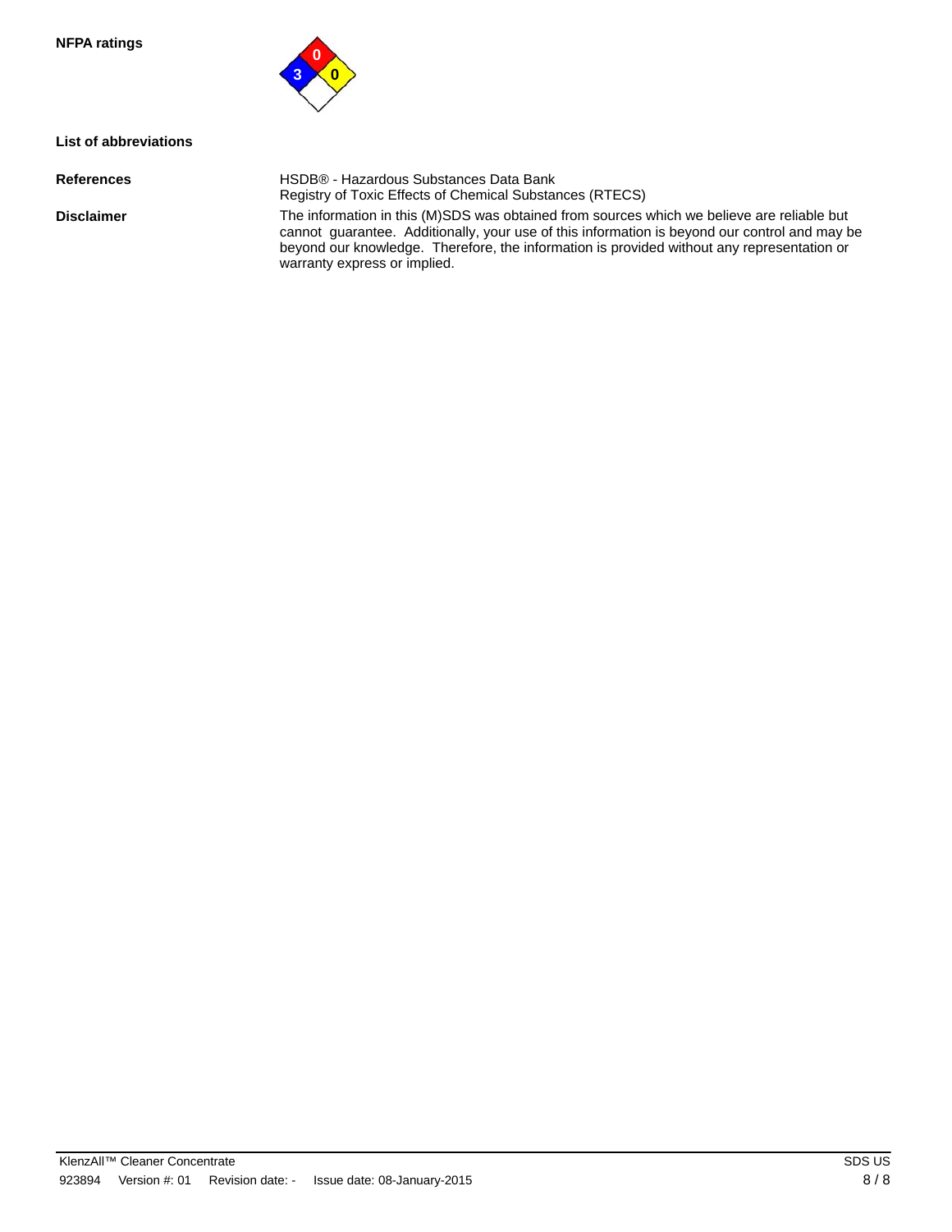**NFPA ratings**

0
3 0

**List of abbreviations**

**References**

HSDB® - Hazardous Substances Data Bank
Registry of Toxic Effects of Chemical Substances (RTECS)

**Disclaimer**

The information in this (M)SDS was obtained from sources which we believe are reliable but cannot guarantee. Additionally, your use of this information is beyond our control and may be beyond our knowledge. Therefore, the information is provided without any representation or warranty express or implied.